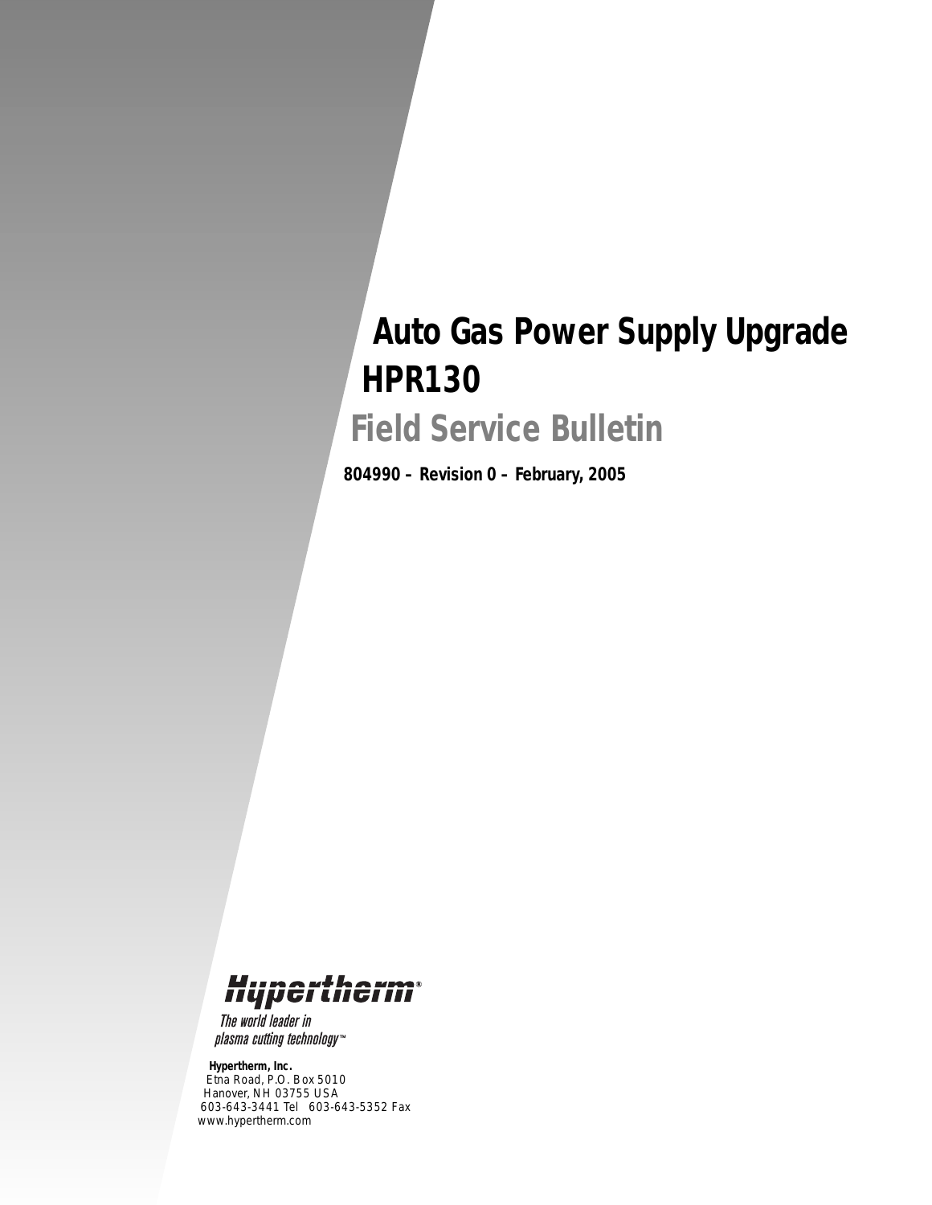# Auto Gas Power Supply Upgrade HPR130

## Field Service Bulletin

**804990 – Revision 0 – February, 2005**

Hypertherm®

*The world leader in plasma cutting technology™*

**Hypertherm, Inc.**
Etna Road, P.O. Box 5010
Hanover, NH 03755 USA
603-643-3441 Tel 603-643-5352 Fax
www.hypertherm.com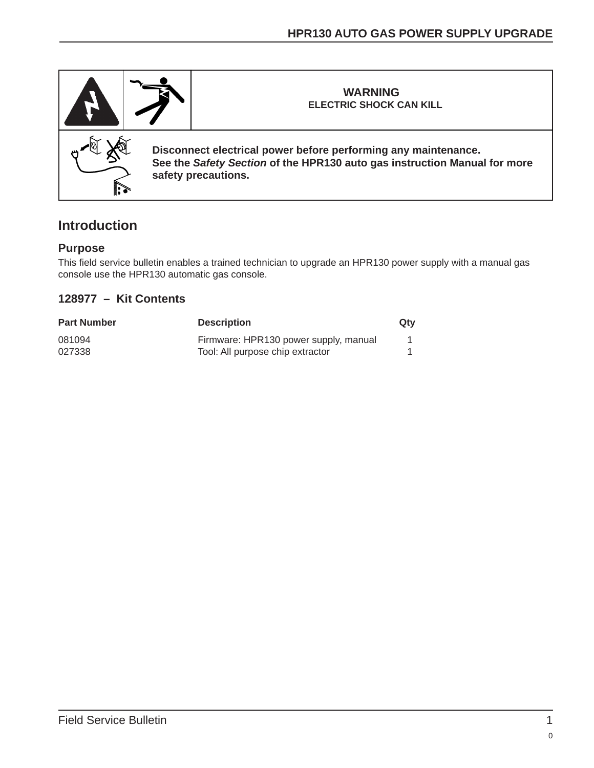| | | **WARNING**<br>**ELECTRIC SHOCK CAN KILL** |
|---|---|---|
| | | **Disconnect electrical power before performing any maintenance.**<br>**See the *Safety Section* of the HPR130 auto gas instruction Manual for more safety precautions.** |

# Introduction

## Purpose

This field service bulletin enables a trained technician to upgrade an HPR130 power supply with a manual gas console use the HPR130 automatic gas console.

## 128977 – Kit Contents

| Part Number | Description | Qty |
|---|---|---|
| 081094 | Firmware: HPR130 power supply, manual | 1 |
| 027338 | Tool: All purpose chip extractor | 1 |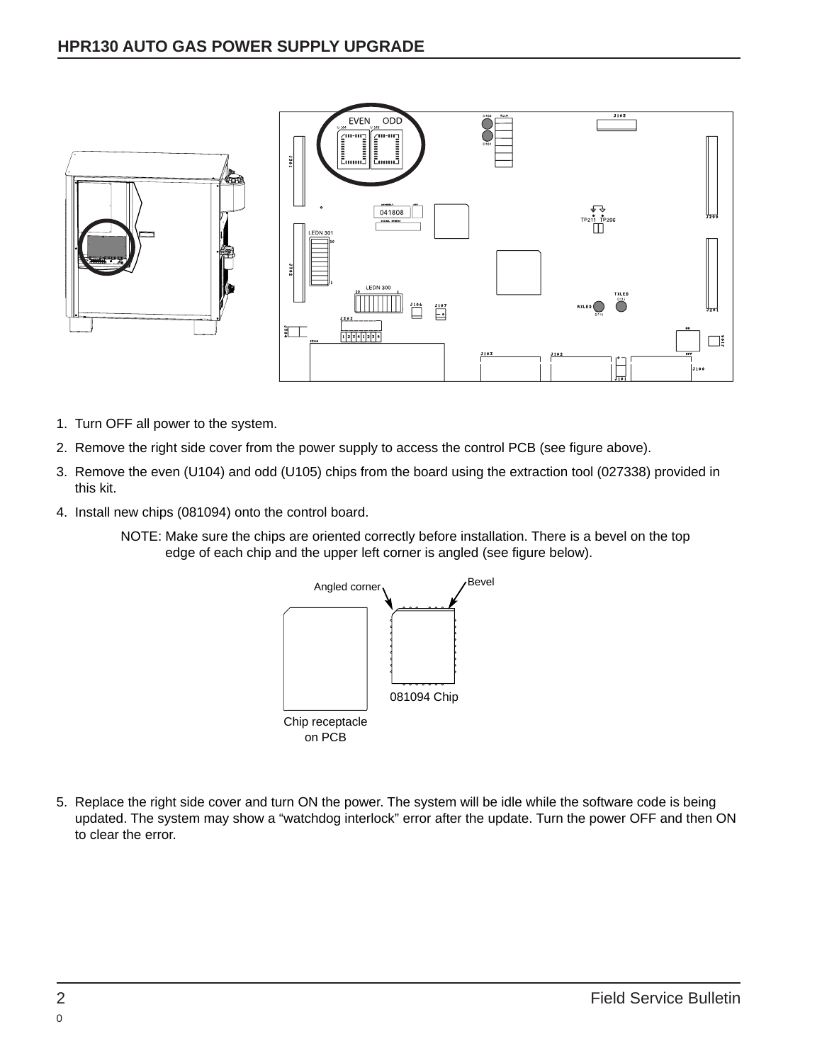1. Turn OFF all power to the system.
2. Remove the right side cover from the power supply to access the control PCB (see figure above).
3. Remove the even (U104) and odd (U105) chips from the board using the extraction tool (027338) provided in this kit.
4. Install new chips (081094) onto the control board.

   NOTE: Make sure the chips are oriented correctly before installation. There is a bevel on the top edge of each chip and the upper left corner is angled (see figure below).

5. Replace the right side cover and turn ON the power. The system will be idle while the software code is being updated. The system may show a “watchdog interlock” error after the update. Turn the power OFF and then ON to clear the error.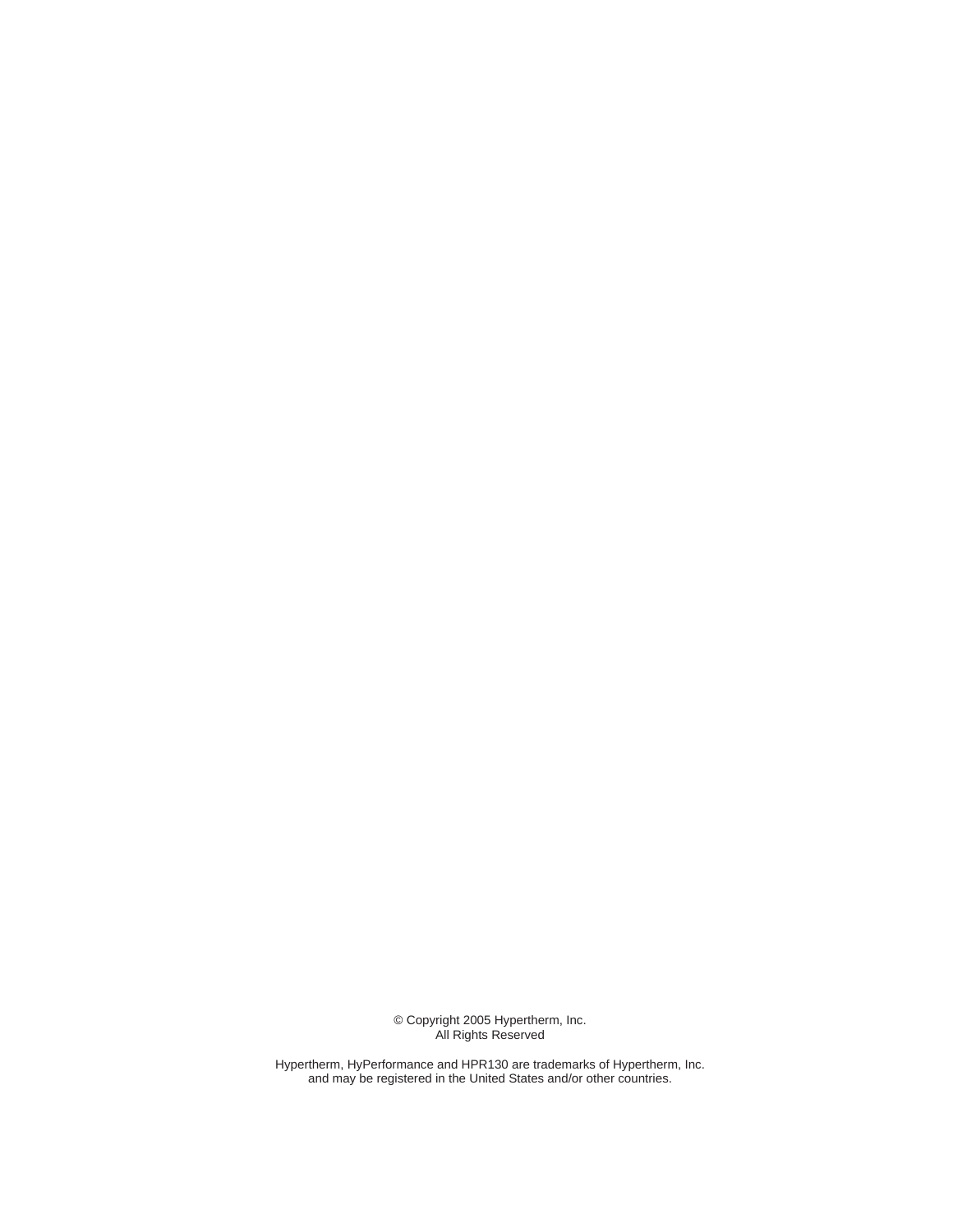© Copyright 2005 Hypertherm, Inc.
All Rights Reserved

Hypertherm, HyPerformance and HPR130 are trademarks of Hypertherm, Inc.
and may be registered in the United States and/or other countries.